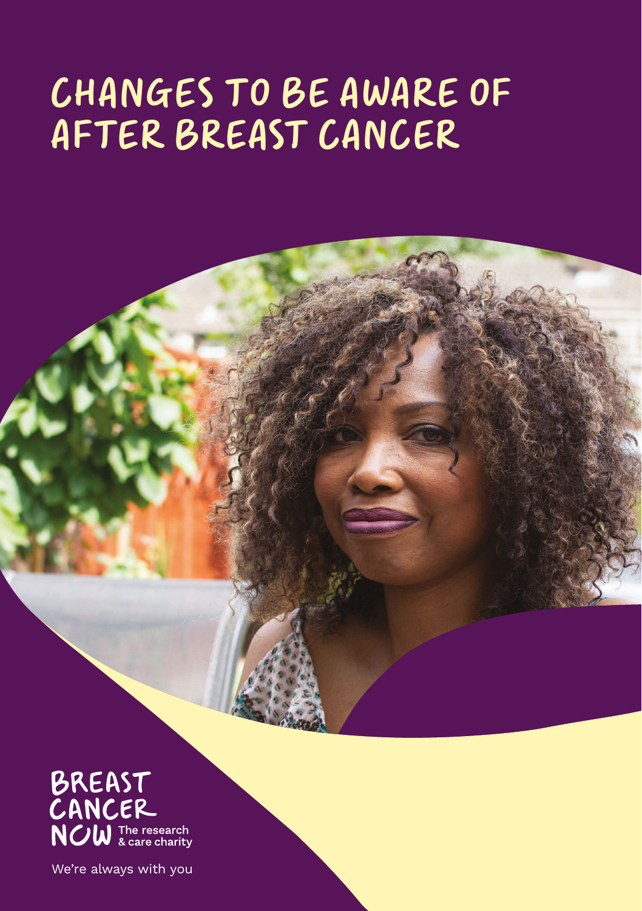# CHANGES TO BE AWARE OF AFTER BREAST CANCER

BREAST CANCER NOW The research & care charity

We're always with you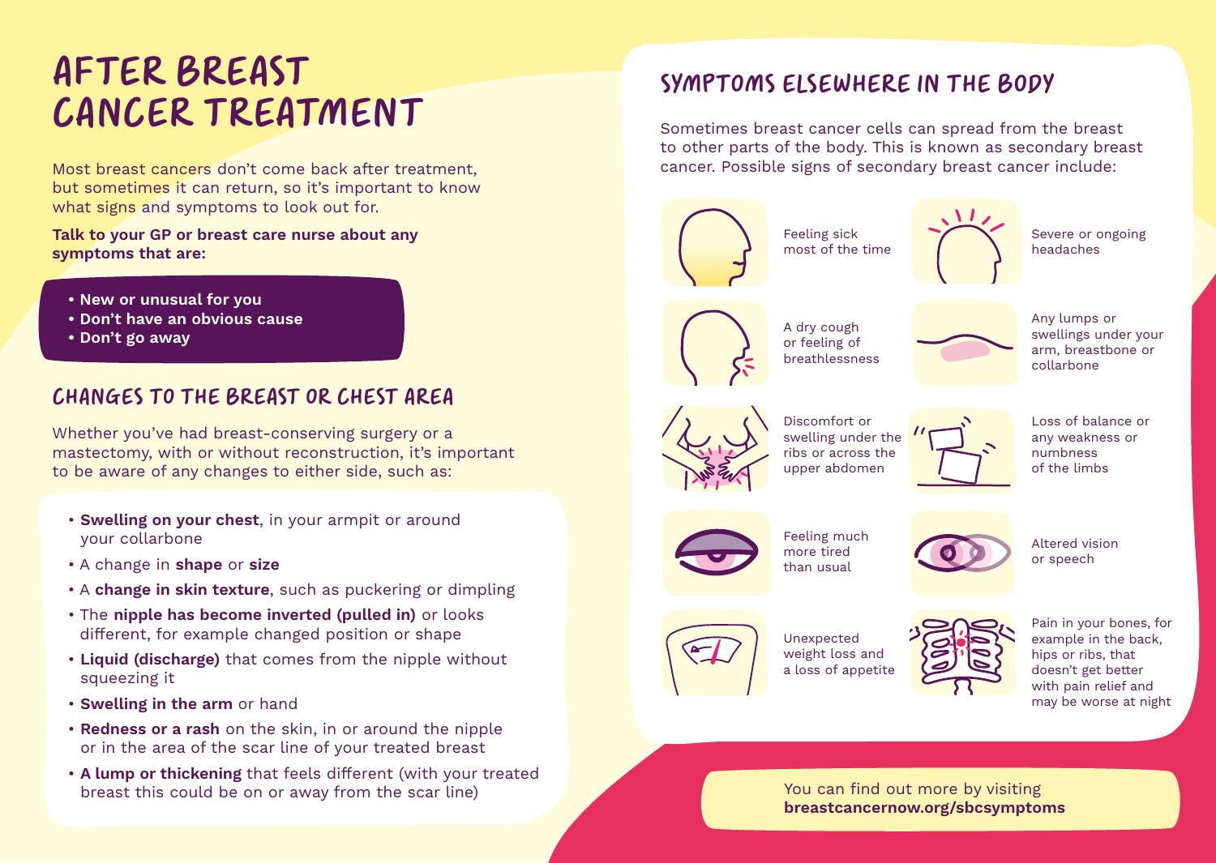# AFTER BREAST CANCER TREATMENT

Most breast cancers don't come back after treatment, but sometimes it can return, so it's important to know what signs and symptoms to look out for.

**Talk to your GP or breast care nurse about any symptoms that are:**

- **New or unusual for you**
- **Don't have an obvious cause**
- **Don't go away**

## CHANGES TO THE BREAST OR CHEST AREA

Whether you've had breast-conserving surgery or a mastectomy, with or without reconstruction, it's important to be aware of any changes to either side, such as:

- **Swelling on your chest**, in your armpit or around your collarbone
- A change in **shape** or **size**
- A **change in skin texture**, such as puckering or dimpling
- The **nipple has become inverted (pulled in)** or looks different, for example changed position or shape
- **Liquid (discharge)** that comes from the nipple without squeezing it
- **Swelling in the arm** or hand
- **Redness or a rash** on the skin, in or around the nipple or in the area of the scar line of your treated breast
- **A lump or thickening** that feels different (with your treated breast this could be on or away from the scar line)

## SYMPTOMS ELSEWHERE IN THE BODY

Sometimes breast cancer cells can spread from the breast to other parts of the body. This is known as secondary breast cancer. Possible signs of secondary breast cancer include:

- Feeling sick most of the time
- Severe or ongoing headaches
- A dry cough or feeling of breathlessness
- Any lumps or swellings under your arm, breastbone or collarbone
- Discomfort or swelling under the ribs or across the upper abdomen
- Loss of balance or any weakness or numbness of the limbs
- Feeling much more tired than usual
- Altered vision or speech
- Unexpected weight loss and a loss of appetite
- Pain in your bones, for example in the back, hips or ribs, that doesn't get better with pain relief and may be worse at night

You can find out more by visiting **breastcancernow.org/sbcsymptoms**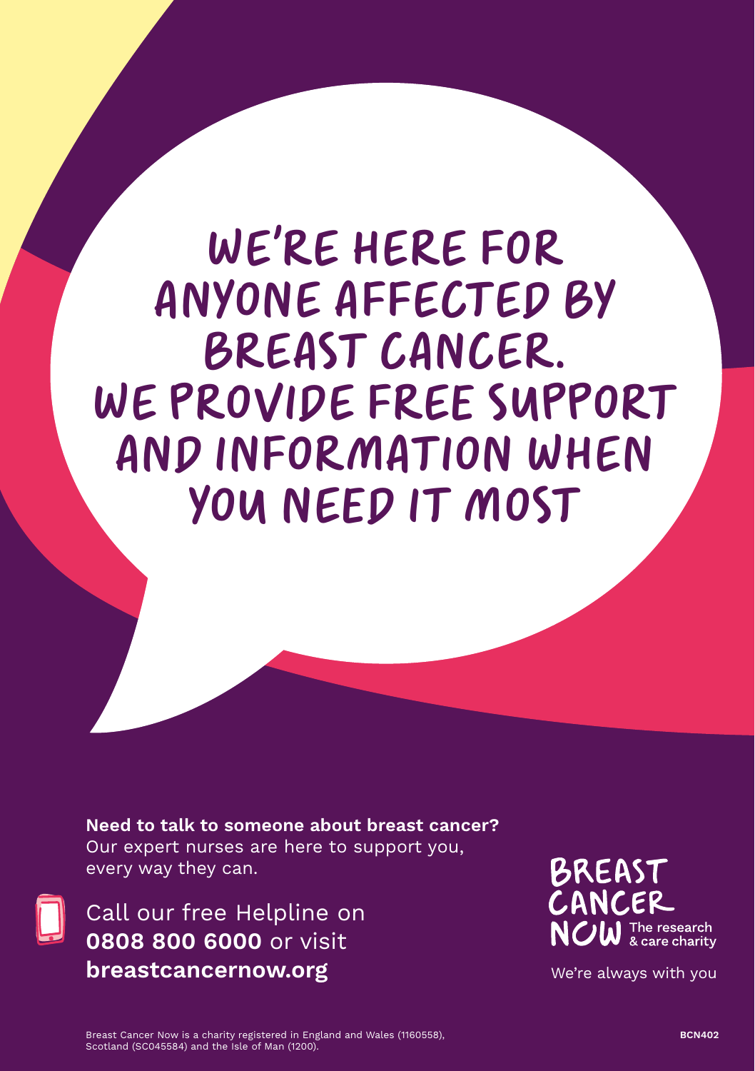# WE'RE HERE FOR ANYONE AFFECTED BY BREAST CANCER. WE PROVIDE FREE SUPPORT AND INFORMATION WHEN YOU NEED IT MOST

**Need to talk to someone about breast cancer?**
Our expert nurses are here to support you, every way they can.

Call our free Helpline on **0808 800 6000** or visit **breastcancernow.org**

BREAST CANCER NOW The research & care charity

We're always with you

Breast Cancer Now is a charity registered in England and Wales (1160558), Scotland (SC045584) and the Isle of Man (1200).

**BCN402**